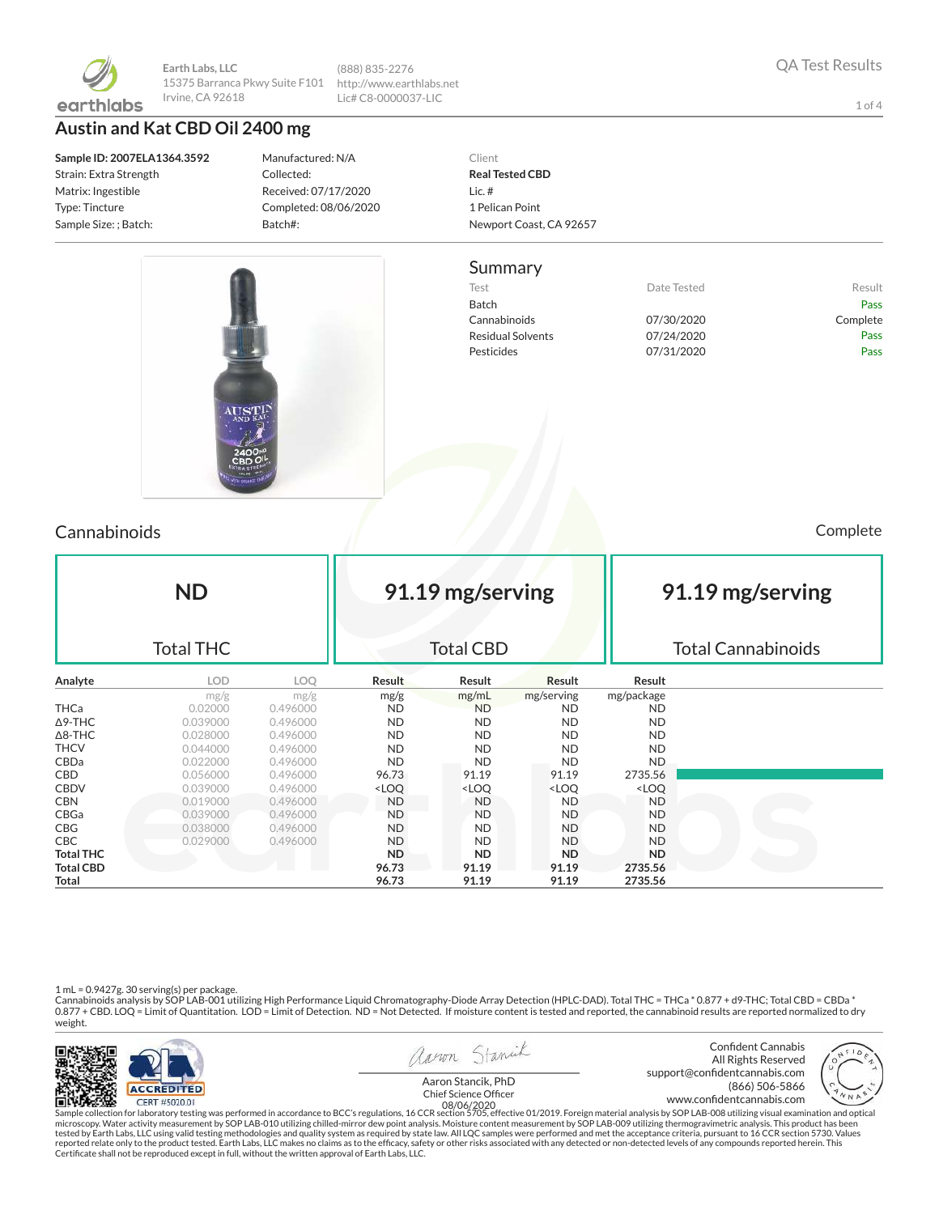earthlabs

Earth Labs, LLC
15375 Barranca Pkwy Suite F101
Irvine, CA 92618

(888) 835-2276
http://www.earthlabs.net
Lic# C8-0000037-LIC

QA Test Results

# Austin and Kat CBD Oil 2400 mg

**Sample ID: 2007ELA1364.3592**
Strain: Extra Strength
Matrix: Ingestible
Type: Tincture
Sample Size: ; Batch:

Manufactured: N/A
Collected:
Received: 07/17/2020
Completed: 08/06/2020
Batch#:

Client
**Real Tested CBD**
Lic. #
1 Pelican Point
Newport Coast, CA 92657

## Summary

| Test | Date Tested | Result |
|---|---|---|
| Batch | | Pass |
| Cannabinoids | 07/30/2020 | Complete |
| Residual Solvents | 07/24/2020 | Pass |
| Pesticides | 07/31/2020 | Pass |

## Cannabinoids

Complete

| **ND** | **91.19 mg/serving** | **91.19 mg/serving** |
|---|---|---|
| Total THC | Total CBD | Total Cannabinoids |

| Analyte | LOD | LOQ | Result | Result | Result | Result |
|---|---|---|---|---|---|---|
| | mg/g | mg/g | mg/g | mg/mL | mg/serving | mg/package |
| THCa | 0.02000 | 0.496000 | ND | ND | ND | ND |
| Δ9-THC | 0.039000 | 0.496000 | ND | ND | ND | ND |
| Δ8-THC | 0.028000 | 0.496000 | ND | ND | ND | ND |
| THCV | 0.044000 | 0.496000 | ND | ND | ND | ND |
| CBDa | 0.022000 | 0.496000 | ND | ND | ND | ND |
| CBD | 0.056000 | 0.496000 | 96.73 | 91.19 | 91.19 | 2735.56 |
| CBDV | 0.039000 | 0.496000 | <LOQ | <LOQ | <LOQ | <LOQ |
| CBN | 0.019000 | 0.496000 | ND | ND | ND | ND |
| CBGa | 0.039000 | 0.496000 | ND | ND | ND | ND |
| CBG | 0.038000 | 0.496000 | ND | ND | ND | ND |
| CBC | 0.029000 | 0.496000 | ND | ND | ND | ND |
| **Total THC** | | | **ND** | **ND** | **ND** | **ND** |
| **Total CBD** | | | **96.73** | **91.19** | **91.19** | **2735.56** |
| **Total** | | | **96.73** | **91.19** | **91.19** | **2735.56** |

1 mL = 0.9427g. 30 serving(s) per package.
Cannabinoids analysis by SOP LAB-001 utilizing High Performance Liquid Chromatography-Diode Array Detection (HPLC-DAD). Total THC = THCa * 0.877 + d9-THC; Total CBD = CBDa * 0.877 + CBD. LOQ = Limit of Quantitation. LOD = Limit of Detection. ND = Not Detected. If moisture content is tested and reported, the cannabinoid results are reported normalized to dry weight.

ACCREDITED
CERT #5020.01

Aaron Stancik, PhD
Chief Science Officer
08/06/2020

Confident Cannabis
All Rights Reserved
support@confidentcannabis.com
(866) 506-5866
www.confidentcannabis.com

Sample collection for laboratory testing was performed in accordance to BCC's regulations, 16 CCR section 5705, effective 01/2019. Foreign material analysis by SOP LAB-008 utilizing visual examination and optical microscopy. Water activity measurement by SOP LAB-010 utilizing chilled-mirror dew point analysis. Moisture content measurement by SOP LAB-009 utilizing thermogravimetric analysis. This product has been tested by Earth Labs, LLC using valid testing methodologies and quality system as required by state law. All LQC samples were performed and met the acceptance criteria, pursuant to 16 CCR section 5730. Values reported relate only to the product tested. Earth Labs, LLC makes no claims as to the efficacy, safety or other risks associated with any detected or non-detected levels of any compounds reported herein. This Certificate shall not be reproduced except in full, without the written approval of Earth Labs, LLC.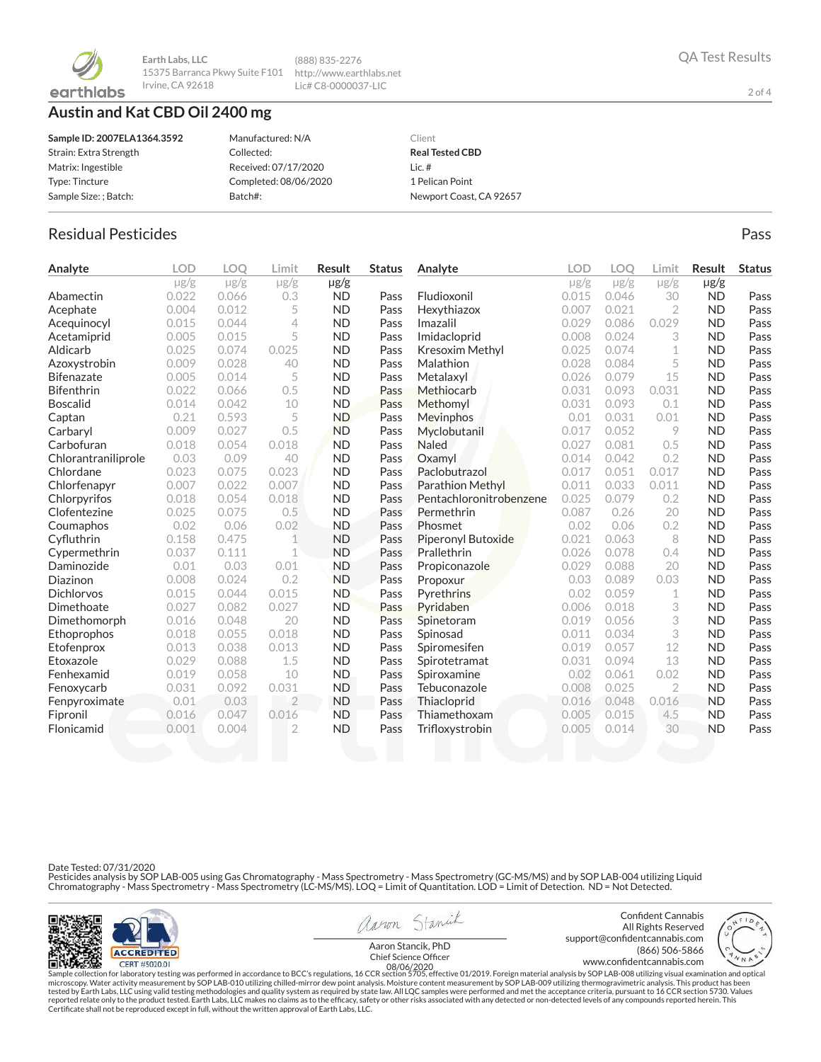Earth Labs, LLC
15375 Barranca Pkwy Suite F101
Irvine, CA 92618

(888) 835-2276
http://www.earthlabs.net
Lic# C8-0000037-LIC

QA Test Results

# Austin and Kat CBD Oil 2400 mg

| | | |
|---|---|---|
| **Sample ID: 2007ELA1364.3592** | Manufactured: N/A | Client |
| Strain: Extra Strength | Collected: | **Real Tested CBD** |
| Matrix: Ingestible | Received: 07/17/2020 | Lic. # |
| Type: Tincture | Completed: 08/06/2020 | 1 Pelican Point |
| Sample Size: ; Batch: | Batch#: | Newport Coast, CA 92657 |

## Residual Pesticides

Pass

| Analyte | LOD | LOQ | Limit | Result | Status |
|---|---|---|---|---|---|
| | μg/g | μg/g | μg/g | μg/g | |
| Abamectin | 0.022 | 0.066 | 0.3 | ND | Pass |
| Acephate | 0.004 | 0.012 | 5 | ND | Pass |
| Acequinocyl | 0.015 | 0.044 | 4 | ND | Pass |
| Acetamiprid | 0.005 | 0.015 | 5 | ND | Pass |
| Aldicarb | 0.025 | 0.074 | 0.025 | ND | Pass |
| Azoxystrobin | 0.009 | 0.028 | 40 | ND | Pass |
| Bifenazate | 0.005 | 0.014 | 5 | ND | Pass |
| Bifenthrin | 0.022 | 0.066 | 0.5 | ND | Pass |
| Boscalid | 0.014 | 0.042 | 10 | ND | Pass |
| Captan | 0.21 | 0.593 | 5 | ND | Pass |
| Carbaryl | 0.009 | 0.027 | 0.5 | ND | Pass |
| Carbofuran | 0.018 | 0.054 | 0.018 | ND | Pass |
| Chlorantraniliprole | 0.03 | 0.09 | 40 | ND | Pass |
| Chlordane | 0.023 | 0.075 | 0.023 | ND | Pass |
| Chlorfenapyr | 0.007 | 0.022 | 0.007 | ND | Pass |
| Chlorpyrifos | 0.018 | 0.054 | 0.018 | ND | Pass |
| Clofentezine | 0.025 | 0.075 | 0.5 | ND | Pass |
| Coumaphos | 0.02 | 0.06 | 0.02 | ND | Pass |
| Cyfluthrin | 0.158 | 0.475 | 1 | ND | Pass |
| Cypermethrin | 0.037 | 0.111 | 1 | ND | Pass |
| Daminozide | 0.01 | 0.03 | 0.01 | ND | Pass |
| Diazinon | 0.008 | 0.024 | 0.2 | ND | Pass |
| Dichlorvos | 0.015 | 0.044 | 0.015 | ND | Pass |
| Dimethoate | 0.027 | 0.082 | 0.027 | ND | Pass |
| Dimethomorph | 0.016 | 0.048 | 20 | ND | Pass |
| Ethoprophos | 0.018 | 0.055 | 0.018 | ND | Pass |
| Etofenprox | 0.013 | 0.038 | 0.013 | ND | Pass |
| Etoxazole | 0.029 | 0.088 | 1.5 | ND | Pass |
| Fenhexamid | 0.019 | 0.058 | 10 | ND | Pass |
| Fenoxycarb | 0.031 | 0.092 | 0.031 | ND | Pass |
| Fenpyroximate | 0.01 | 0.03 | 2 | ND | Pass |
| Fipronil | 0.016 | 0.047 | 0.016 | ND | Pass |
| Flonicamid | 0.001 | 0.004 | 2 | ND | Pass |
| Fludioxonil | 0.015 | 0.046 | 30 | ND | Pass |
| Hexythiazox | 0.007 | 0.021 | 2 | ND | Pass |
| Imazalil | 0.029 | 0.086 | 0.029 | ND | Pass |
| Imidacloprid | 0.008 | 0.024 | 3 | ND | Pass |
| Kresoxim Methyl | 0.025 | 0.074 | 1 | ND | Pass |
| Malathion | 0.028 | 0.084 | 5 | ND | Pass |
| Metalaxyl | 0.026 | 0.079 | 15 | ND | Pass |
| Methiocarb | 0.031 | 0.093 | 0.031 | ND | Pass |
| Methomyl | 0.031 | 0.093 | 0.1 | ND | Pass |
| Mevinphos | 0.01 | 0.031 | 0.01 | ND | Pass |
| Myclobutanil | 0.017 | 0.052 | 9 | ND | Pass |
| Naled | 0.027 | 0.081 | 0.5 | ND | Pass |
| Oxamyl | 0.014 | 0.042 | 0.2 | ND | Pass |
| Paclobutrazol | 0.017 | 0.051 | 0.017 | ND | Pass |
| Parathion Methyl | 0.011 | 0.033 | 0.011 | ND | Pass |
| Pentachloronitrobenzene | 0.025 | 0.079 | 0.2 | ND | Pass |
| Permethrin | 0.087 | 0.26 | 20 | ND | Pass |
| Phosmet | 0.02 | 0.06 | 0.2 | ND | Pass |
| Piperonyl Butoxide | 0.021 | 0.063 | 8 | ND | Pass |
| Prallethrin | 0.026 | 0.078 | 0.4 | ND | Pass |
| Propiconazole | 0.029 | 0.088 | 20 | ND | Pass |
| Propoxur | 0.03 | 0.089 | 0.03 | ND | Pass |
| Pyrethrins | 0.02 | 0.059 | 1 | ND | Pass |
| Pyridaben | 0.006 | 0.018 | 3 | ND | Pass |
| Spinetoram | 0.019 | 0.056 | 3 | ND | Pass |
| Spinosad | 0.011 | 0.034 | 3 | ND | Pass |
| Spiromesifen | 0.019 | 0.057 | 12 | ND | Pass |
| Spirotetramat | 0.031 | 0.094 | 13 | ND | Pass |
| Spiroxamine | 0.02 | 0.061 | 0.02 | ND | Pass |
| Tebuconazole | 0.008 | 0.025 | 2 | ND | Pass |
| Thiacloprid | 0.016 | 0.048 | 0.016 | ND | Pass |
| Thiamethoxam | 0.005 | 0.015 | 4.5 | ND | Pass |
| Trifloxystrobin | 0.005 | 0.014 | 30 | ND | Pass |

Date Tested: 07/31/2020
Pesticides analysis by SOP LAB-005 using Gas Chromatography - Mass Spectrometry - Mass Spectrometry (GC-MS/MS) and by SOP LAB-004 utilizing Liquid Chromatography - Mass Spectrometry - Mass Spectrometry (LC-MS/MS). LOQ = Limit of Quantitation. LOD = Limit of Detection. ND = Not Detected.

ACCREDITED
CERT #5020.01

Aaron Stancik, PhD
Chief Science Officer
08/06/2020

Confident Cannabis
All Rights Reserved
support@confidentcannabis.com
(866) 506-5866
www.confidentcannabis.com

Sample collection for laboratory testing was performed in accordance to BCC's regulations, 16 CCR section 5705, effective 01/2019. Foreign material analysis by SOP LAB-008 utilizing visual examination and optical microscopy. Water activity measurement by SOP LAB-010 utilizing chilled-mirror dew point analysis. Moisture content measurement by SOP LAB-009 utilizing thermogravimetric analysis. This product has been tested by Earth Labs, LLC using valid testing methodologies and quality system as required by state law. All LQC samples were performed and met the acceptance criteria, pursuant to 16 CCR section 5730. Values reported relate only to the product tested. Earth Labs, LLC makes no claims as to the efficacy, safety or other risks associated with any detected or non-detected levels of any compounds reported herein. This Certificate shall not be reproduced except in full, without the written approval of Earth Labs, LLC.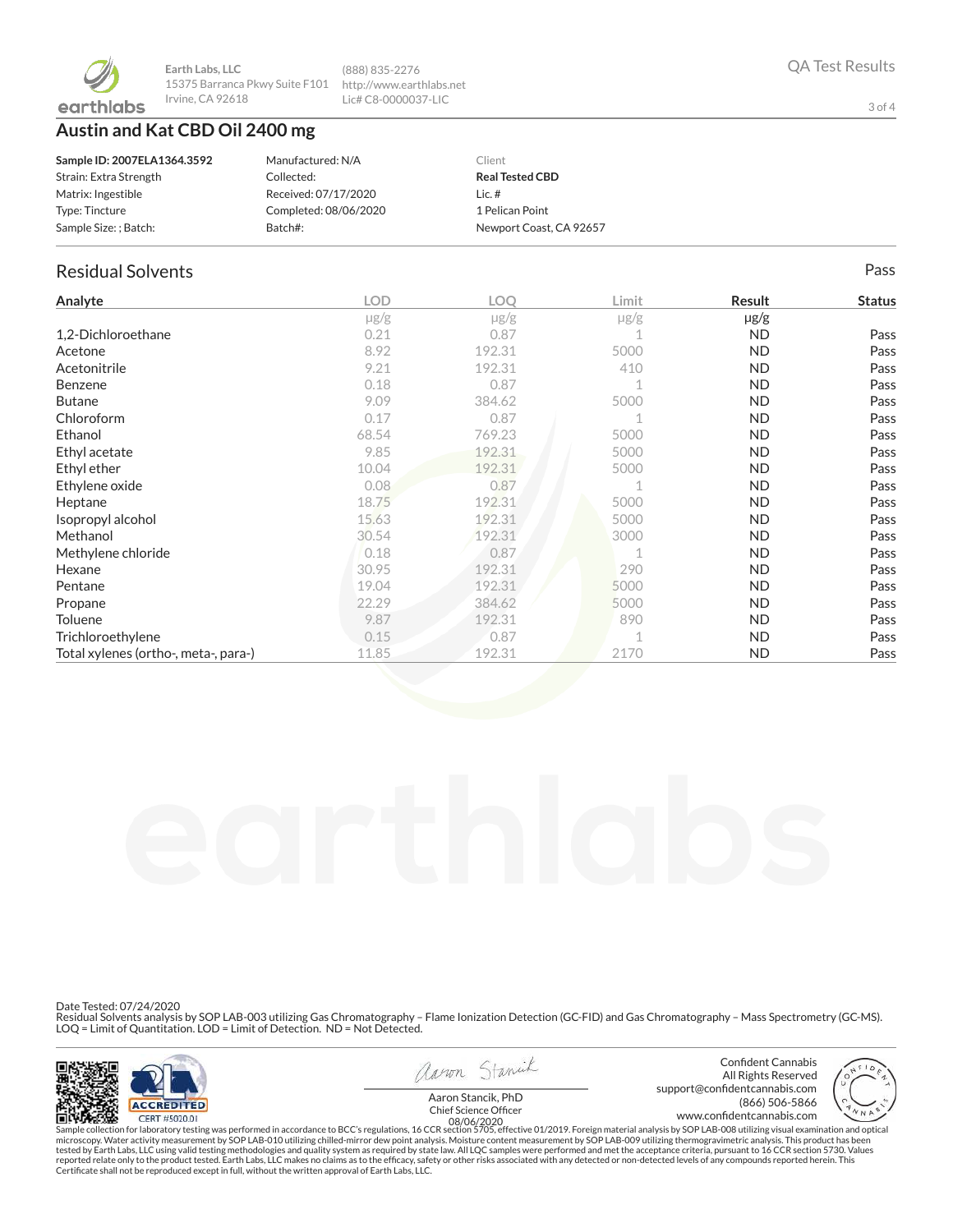**Earth Labs, LLC**
15375 Barranca Pkwy Suite F101
Irvine, CA 92618

(888) 835-2276
http://www.earthlabs.net
Lic# C8-0000037-LIC

QA Test Results

# Austin and Kat CBD Oil 2400 mg

| | | |
|---|---|---|
| **Sample ID: 2007ELA1364.3592** | Manufactured: N/A | Client |
| Strain: Extra Strength | Collected: | **Real Tested CBD** |
| Matrix: Ingestible | Received: 07/17/2020 | Lic. # |
| Type: Tincture | Completed: 08/06/2020 | 1 Pelican Point |
| Sample Size: ; Batch: | Batch#: | Newport Coast, CA 92657 |

## Residual Solvents

Pass

| Analyte | LOD | LOQ | Limit | Result | Status |
|---|---|---|---|---|---|
| | μg/g | μg/g | μg/g | μg/g | |
| 1,2-Dichloroethane | 0.21 | 0.87 | 1 | ND | Pass |
| Acetone | 8.92 | 192.31 | 5000 | ND | Pass |
| Acetonitrile | 9.21 | 192.31 | 410 | ND | Pass |
| Benzene | 0.18 | 0.87 | 1 | ND | Pass |
| Butane | 9.09 | 384.62 | 5000 | ND | Pass |
| Chloroform | 0.17 | 0.87 | 1 | ND | Pass |
| Ethanol | 68.54 | 769.23 | 5000 | ND | Pass |
| Ethyl acetate | 9.85 | 192.31 | 5000 | ND | Pass |
| Ethyl ether | 10.04 | 192.31 | 5000 | ND | Pass |
| Ethylene oxide | 0.08 | 0.87 | 1 | ND | Pass |
| Heptane | 18.75 | 192.31 | 5000 | ND | Pass |
| Isopropyl alcohol | 15.63 | 192.31 | 5000 | ND | Pass |
| Methanol | 30.54 | 192.31 | 3000 | ND | Pass |
| Methylene chloride | 0.18 | 0.87 | 1 | ND | Pass |
| Hexane | 30.95 | 192.31 | 290 | ND | Pass |
| Pentane | 19.04 | 192.31 | 5000 | ND | Pass |
| Propane | 22.29 | 384.62 | 5000 | ND | Pass |
| Toluene | 9.87 | 192.31 | 890 | ND | Pass |
| Trichloroethylene | 0.15 | 0.87 | 1 | ND | Pass |
| Total xylenes (ortho-, meta-, para-) | 11.85 | 192.31 | 2170 | ND | Pass |

Date Tested: 07/24/2020
Residual Solvents analysis by SOP LAB-003 utilizing Gas Chromatography – Flame Ionization Detection (GC-FID) and Gas Chromatography – Mass Spectrometry (GC-MS).
LOQ = Limit of Quantitation. LOD = Limit of Detection. ND = Not Detected.

ACCREDITED
CERT #5020.01

Aaron Stancik, PhD
Chief Science Officer
08/06/2020

Confident Cannabis
All Rights Reserved
support@confidentcannabis.com
(866) 506-5866
www.confidentcannabis.com

Sample collection for laboratory testing was performed in accordance to BCC's regulations, 16 CCR section 5705, effective 01/2019. Foreign material analysis by SOP LAB-008 utilizing visual examination and optical microscopy. Water activity measurement by SOP LAB-010 utilizing chilled-mirror dew point analysis. Moisture content measurement by SOP LAB-009 utilizing thermogravimetric analysis. This product has been tested by Earth Labs, LLC using valid testing methodologies and quality system as required by state law. All LQC samples were performed and met the acceptance criteria, pursuant to 16 CCR section 5730. Values reported relate only to the product tested. Earth Labs, LLC makes no claims as to the efficacy, safety or other risks associated with any detected or non-detected levels of any compounds reported herein. This Certificate shall not be reproduced except in full, without the written approval of Earth Labs, LLC.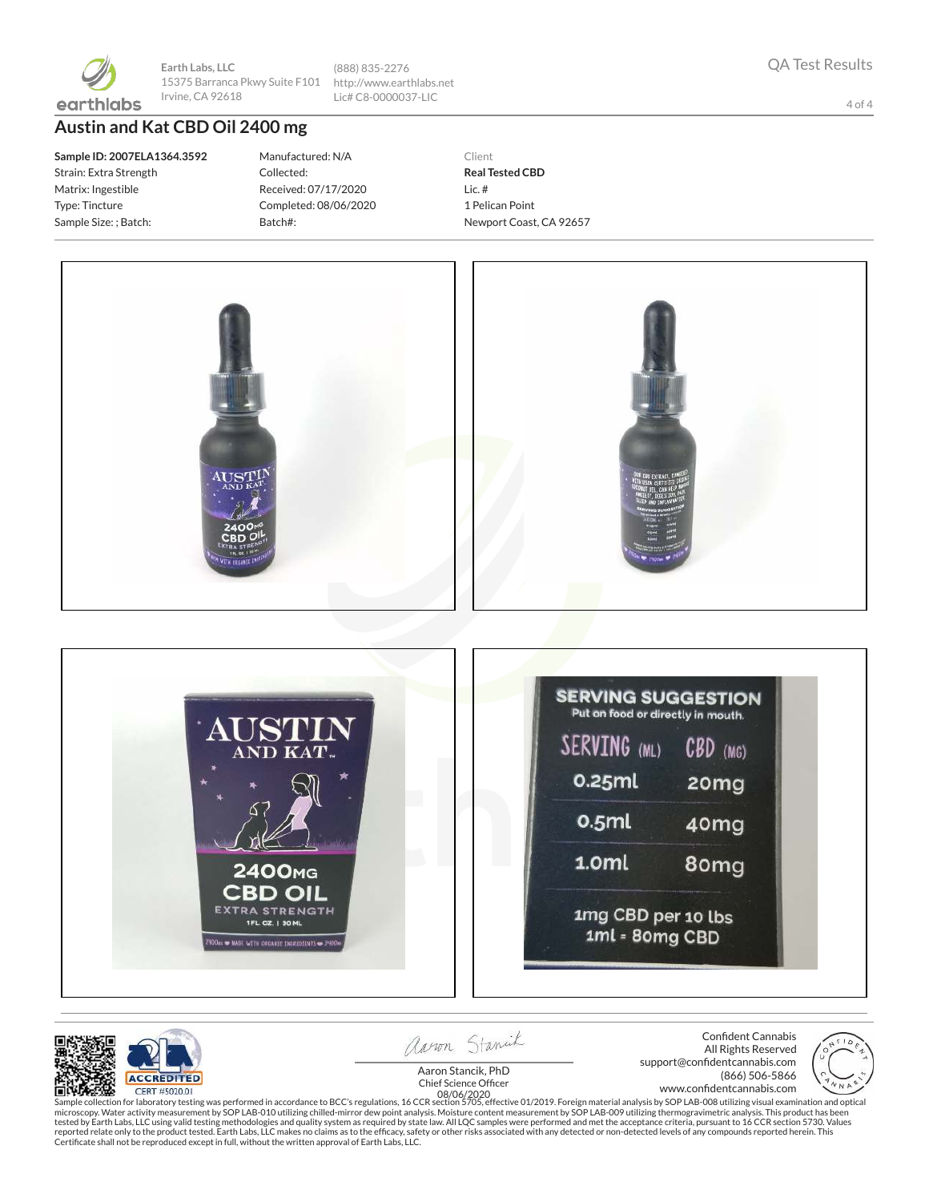Earth Labs, LLC
15375 Barranca Pkwy Suite F101
Irvine, CA 92618

(888) 835-2276
http://www.earthlabs.net
Lic# C8-0000037-LIC

QA Test Results

## Austin and Kat CBD Oil 2400 mg

**Sample ID: 2007ELA1364.3592**
Strain: Extra Strength
Matrix: Ingestible
Type: Tincture
Sample Size: ; Batch:

Manufactured: N/A
Collected:
Received: 07/17/2020
Completed: 08/06/2020
Batch#:

Client
**Real Tested CBD**
Lic. #
1 Pelican Point
Newport Coast, CA 92657

Aaron Stancik, PhD
Chief Science Officer
08/06/2020

Confident Cannabis
All Rights Reserved
support@confidentcannabis.com
(866) 506-5866
www.confidentcannabis.com

Sample collection for laboratory testing was performed in accordance to BCC's regulations, 16 CCR section 5705, effective 01/2019. Foreign material analysis by SOP LAB-008 utilizing visual examination and optical microscopy. Water activity measurement by SOP LAB-010 utilizing chilled-mirror dew point analysis. Moisture content measurement by SOP LAB-009 utilizing thermogravimetric analysis. This product has been tested by Earth Labs, LLC using valid testing methodologies and quality system as required by state law. All LQC samples were performed and met the acceptance criteria, pursuant to 16 CCR section 5730. Values reported relate only to the product tested. Earth Labs, LLC makes no claims as to the efficacy, safety or other risks associated with any detected or non-detected levels of any compounds reported herein. This Certificate shall not be reproduced except in full, without the written approval of Earth Labs, LLC.